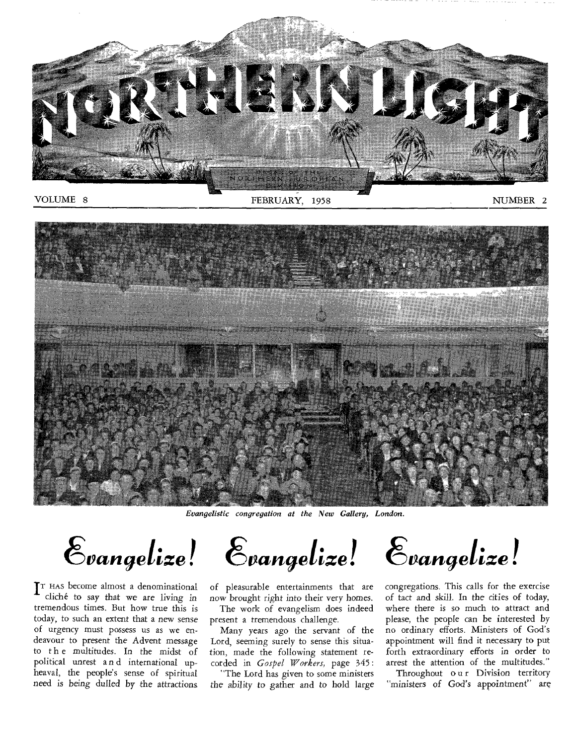# NORTHERN LIGHT

VOLUME 8 FEBRUARY, 1958 NUMBER 2

*Evangelistic congregation at the New Gallery, London.*

# Evangelize! Evangelize! Evangelize!

IT HAS become almost a denominational cliché to say that we are living in tremendous times. But how true this is today, to such an extent that a new sense of urgency must possess us as we endeavour to present the Advent message to the multitudes. In the midst of political unrest and international upheaval, the people's sense of spiritual need is being dulled by the attractions of pleasurable entertainments that are now brought right into their very homes.

The work of evangelism does indeed present a tremendous challenge.

Many years ago the servant of the Lord, seeming surely to sense this situation, made the following statement recorded in *Gospel Workers,* page 345:

"The Lord has given to some ministers the ability to gather and to hold large congregations. This calls for the exercise of tact and skill. In the cities of today, where there is so much to attract and please, the people can be interested by no ordinary efforts. Ministers of God's appointment will find it necessary to put forth extraordinary efforts in order to arrest the attention of the multitudes."

Throughout our Division territory "ministers of God's appointment" are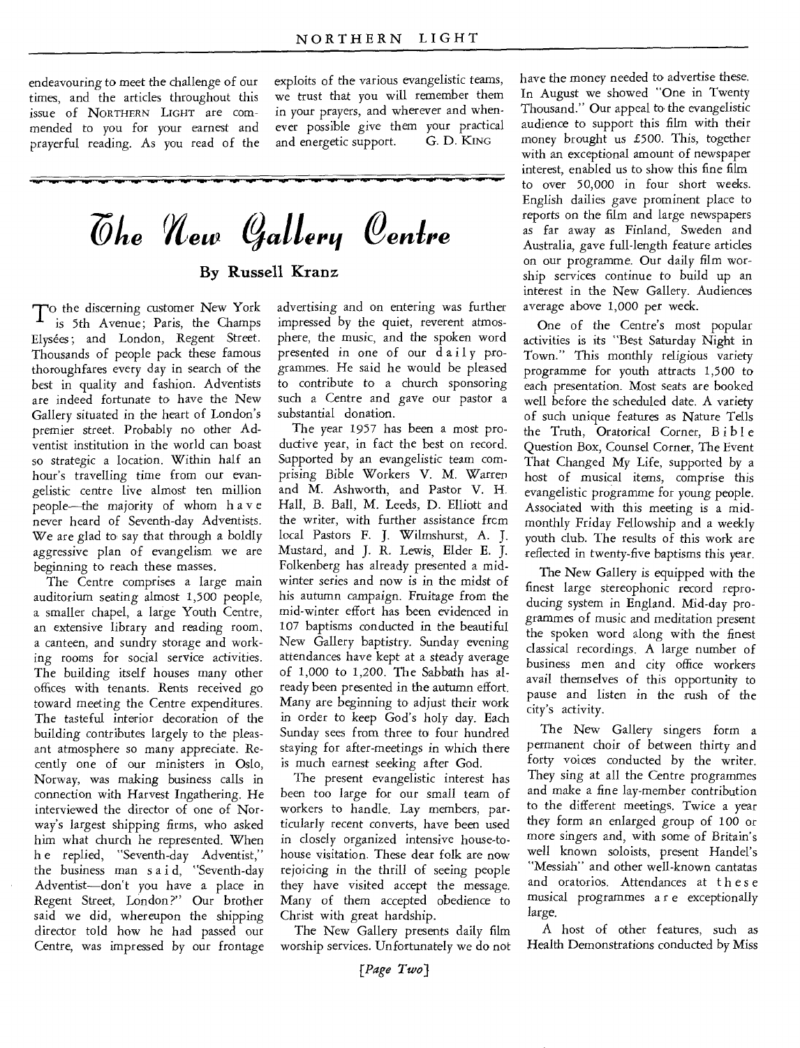endeavouring to meet the challenge of our times, and the articles throughout this issue of NORTHERN LIGHT are commended to you for your earnest and prayerful reading. As you read of the exploits of the various evangelistic teams, we trust that you will remember them in your prayers, and wherever and whenever possible give them your practical and energetic support.

G. D. KING

# The New Gallery Centre

## By Russell Kranz

To the discerning customer New York is 5th Avenue; Paris, the Champs Elysées; and London, Regent Street. Thousands of people pack these famous thoroughfares every day in search of the best in quality and fashion. Adventists are indeed fortunate to have the New Gallery situated in the heart of London's premier street. Probably no other Adventist institution in the world can boast so strategic a location. Within half an hour's travelling time from our evangelistic centre live almost ten million people—the majority of whom have never heard of Seventh-day Adventists. We are glad to say that through a boldly aggressive plan of evangelism we are beginning to reach these masses.

The Centre comprises a large main auditorium seating almost 1,500 people, a smaller chapel, a large Youth Centre, an extensive library and reading room, a canteen, and sundry storage and working rooms for social service activities. The building itself houses many other offices with tenants. Rents received go toward meeting the Centre expenditures. The tasteful interior decoration of the building contributes largely to the pleasant atmosphere so many appreciate. Recently one of our ministers in Oslo, Norway, was making business calls in connection with Harvest Ingathering. He interviewed the director of one of Norway's largest shipping firms, who asked him what church he represented. When he replied, "Seventh-day Adventist," the business man said, "Seventh-day Adventist—don't you have a place in Regent Street, London?" Our brother said we did, whereupon the shipping director told how he had passed our Centre, was impressed by our frontage advertising and on entering was further impressed by the quiet, reverent atmosphere, the music, and the spoken word presented in one of our daily programmes. He said he would be pleased to contribute to a church sponsoring such a Centre and gave our pastor a substantial donation.

The year 1957 has been a most productive year, in fact the best on record. Supported by an evangelistic team comprising Bible Workers V. M. Warren and M. Ashworth, and Pastor V. H. Hall, B. Ball, M. Leeds, D. Elliott and the writer, with further assistance from local Pastors F. J. Wilmshurst, A. J. Mustard, and J. R. Lewis, Elder E. J. Folkenberg has already presented a mid-winter series and now is in the midst of his autumn campaign. Fruitage from the mid-winter effort has been evidenced in 107 baptisms conducted in the beautiful New Gallery baptistry. Sunday evening attendances have kept at a steady average of 1,000 to 1,200. The Sabbath has already been presented in the autumn effort. Many are beginning to adjust their work in order to keep God's holy day. Each Sunday sees from three to four hundred staying for after-meetings in which there is much earnest seeking after God.

The present evangelistic interest has been too large for our small team of workers to handle. Lay members, particularly recent converts, have been used in closely organized intensive house-to-house visitation. These dear folk are now rejoicing in the thrill of seeing people they have visited accept the message. Many of them accepted obedience to Christ with great hardship.

The New Gallery presents daily film worship services. Unfortunately we do not have the money needed to advertise these. In August we showed "One in Twenty Thousand." Our appeal to the evangelistic audience to support this film with their money brought us £500. This, together with an exceptional amount of newspaper interest, enabled us to show this fine film to over 50,000 in four short weeks. English dailies gave prominent place to reports on the film and large newspapers as far away as Finland, Sweden and Australia, gave full-length feature articles on our programme. Our daily film worship services continue to build up an interest in the New Gallery. Audiences average above 1,000 per week.

One of the Centre's most popular activities is its "Best Saturday Night in Town." This monthly religious variety programme for youth attracts 1,500 to each presentation. Most seats are booked well before the scheduled date. A variety of such unique features as Nature Tells the Truth, Oratorical Corner, Bible Question Box, Counsel Corner, The Event That Changed My Life, supported by a host of musical items, comprise this evangelistic programme for young people. Associated with this meeting is a mid-monthly Friday Fellowship and a weekly youth club. The results of this work are reflected in twenty-five baptisms this year.

The New Gallery is equipped with the finest large stereophonic record reproducing system in England. Mid-day programmes of music and meditation present the spoken word along with the finest classical recordings. A large number of business men and city office workers avail themselves of this opportunity to pause and listen in the rush of the city's activity.

The New Gallery singers form a permanent choir of between thirty and forty voices conducted by the writer. They sing at all the Centre programmes and make a fine lay-member contribution to the different meetings. Twice a year they form an enlarged group of 100 or more singers and, with some of Britain's well known soloists, present Handel's "Messiah" and other well-known cantatas and oratorios. Attendances at these musical programmes are exceptionally large.

A host of other features, such as Health Demonstrations conducted by Miss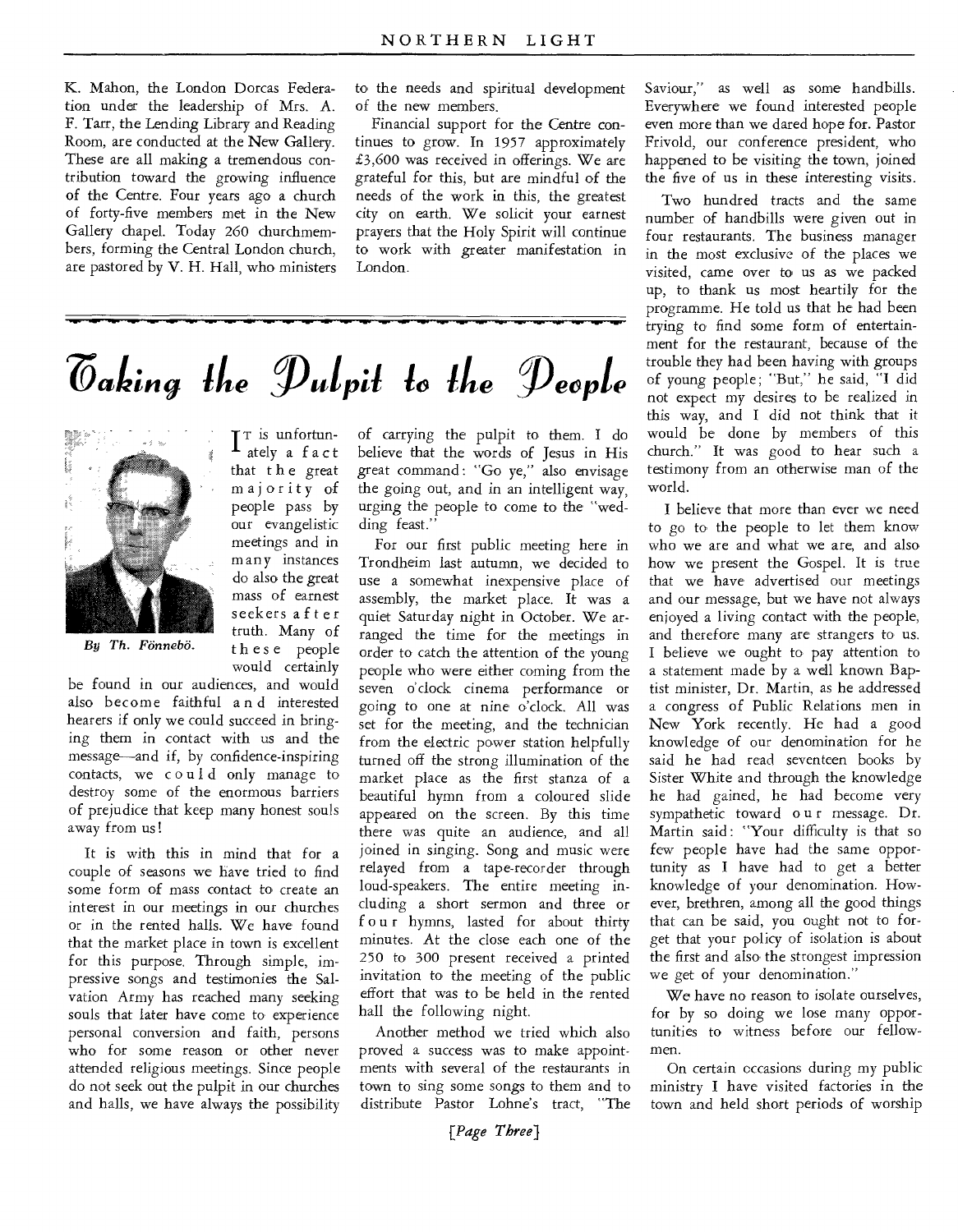K. Mahon, the London Dorcas Federation under the leadership of Mrs. A. F. Tarr, the Lending Library and Reading Room, are conducted at the New Gallery. These are all making a tremendous contribution toward the growing influence of the Centre. Four years ago a church of forty-five members met in the New Gallery chapel. Today 260 churchmembers, forming the Central London church, are pastored by V. H. Hall, who ministers to the needs and spiritual development of the new members.

Financial support for the Centre continues to grow. In 1957 approximately £3,600 was received in offerings. We are grateful for this, but are mindful of the needs of the work in this, the greatest city on earth. We solicit your earnest prayers that the Holy Spirit will continue to work with greater manifestation in London.

# Taking the Pulpit to the People

*By Th. Fönnebö.*

It is unfortunately a fact that the great majority of people pass by our evangelistic meetings and in many instances do also the great mass of earnest seekers after truth. Many of these people would certainly be found in our audiences, and would also become faithful and interested hearers if only we could succeed in bringing them in contact with us and the message—and if, by confidence-inspiring contacts, we could only manage to destroy some of the enormous barriers of prejudice that keep many honest souls away from us!

It is with this in mind that for a couple of seasons we have tried to find some form of mass contact to create an interest in our meetings in our churches or in the rented halls. We have found that the market place in town is excellent for this purpose. Through simple, impressive songs and testimonies the Salvation Army has reached many seeking souls that later have come to experience personal conversion and faith, persons who for some reason or other never attended religious meetings. Since people do not seek out the pulpit in our churches and halls, we have always the possibility of carrying the pulpit to them. I do believe that the words of Jesus in His great command: "Go ye," also envisage the going out, and in an intelligent way, urging the people to come to the "wedding feast."

For our first public meeting here in Trondheim last autumn, we decided to use a somewhat inexpensive place of assembly, the market place. It was a quiet Saturday night in October. We arranged the time for the meetings in order to catch the attention of the young people who were either coming from the seven o'clock cinema performance or going to one at nine o'clock. All was set for the meeting, and the technician from the electric power station helpfully turned off the strong illumination of the market place as the first stanza of a beautiful hymn from a coloured slide appeared on the screen. By this time there was quite an audience, and all joined in singing. Song and music were relayed from a tape-recorder through loud-speakers. The entire meeting including a short sermon and three or four hymns, lasted for about thirty minutes. At the close each one of the 250 to 300 present received a printed invitation to the meeting of the public effort that was to be held in the rented hall the following night.

Another method we tried which also proved a success was to make appointments with several of the restaurants in town to sing some songs to them and to distribute Pastor Lohne's tract, "The Saviour," as well as some handbills. Everywhere we found interested people even more than we dared hope for. Pastor Frivold, our conference president, who happened to be visiting the town, joined the five of us in these interesting visits.

Two hundred tracts and the same number of handbills were given out in four restaurants. The business manager in the most exclusive of the places we visited, came over to us as we packed up, to thank us most heartily for the programme. He told us that he had been trying to find some form of entertainment for the restaurant, because of the trouble they had been having with groups of young people; "But," he said, "I did not expect my desires to be realized in this way, and I did not think that it would be done by members of this church." It was good to hear such a testimony from an otherwise man of the world.

I believe that more than ever we need to go to the people to let them know who we are and what we are, and also how we present the Gospel. It is true that we have advertised our meetings and our message, but we have not always enjoyed a living contact with the people, and therefore many are strangers to us. I believe we ought to pay attention to a statement made by a well known Baptist minister, Dr. Martin, as he addressed a congress of Public Relations men in New York recently. He had a good knowledge of our denomination for he said he had read seventeen books by Sister White and through the knowledge he had gained, he had become very sympathetic toward our message. Dr. Martin said: "Your difficulty is that so few people have had the same opportunity as I have had to get a better knowledge of your denomination. However, brethren, among all the good things that can be said, you ought not to forget that your policy of isolation is about the first and also the strongest impression we get of your denomination."

We have no reason to isolate ourselves, for by so doing we lose many opportunities to witness before our fellowmen.

On certain occasions during my public ministry I have visited factories in the town and held short periods of worship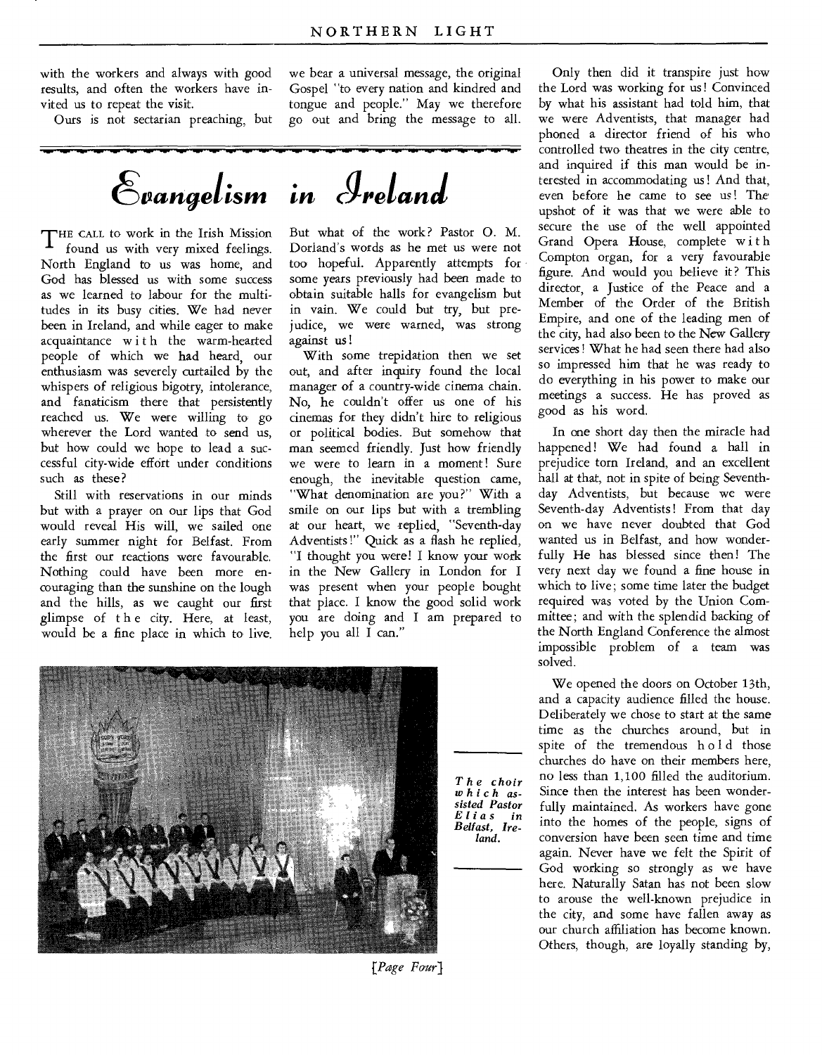with the workers and always with good results, and often the workers have invited us to repeat the visit.

Ours is not sectarian preaching, but we bear a universal message, the original Gospel "to every nation and kindred and tongue and people." May we therefore go out and bring the message to all.

# Evangelism in Ireland

THE CALL to work in the Irish Mission found us with very mixed feelings. North England to us was home, and God has blessed us with some success as we learned to labour for the multitudes in its busy cities. We had never been in Ireland, and while eager to make acquaintance with the warm-hearted people of which we had heard, our enthusiasm was severely curtailed by the whispers of religious bigotry, intolerance, and fanaticism there that persistently reached us. We were willing to go wherever the Lord wanted to send us, but how could we hope to lead a successful city-wide effort under conditions such as these?

Still with reservations in our minds but with a prayer on our lips that God would reveal His will, we sailed one early summer night for Belfast. From the first our reactions were favourable. Nothing could have been more encouraging than the sunshine on the lough and the hills, as we caught our first glimpse of the city. Here, at least, would be a fine place in which to live.

But what of the work? Pastor O. M. Dorland's words as he met us were not too hopeful. Apparently attempts for some years previously had been made to obtain suitable halls for evangelism but in vain. We could but try, but prejudice, we were warned, was strong against us!

With some trepidation then we set out, and after inquiry found the local manager of a country-wide cinema chain. No, he couldn't offer us one of his cinemas for they didn't hire to religious or political bodies. But somehow that man seemed friendly. Just how friendly we were to learn in a moment! Sure enough, the inevitable question came, "What denomination are you?" With a smile on our lips but with a trembling at our heart, we replied, "Seventh-day Adventists!" Quick as a flash he replied, "I thought you were! I know your work in the New Gallery in London for I was present when your people bought that place. I know the good solid work you are doing and I am prepared to help you all I can."

*The choir which assisted Pastor Elias in Belfast, Ireland.*

Only then did it transpire just how the Lord was working for us! Convinced by what his assistant had told him, that we were Adventists, that manager had phoned a director friend of his who controlled two theatres in the city centre, and inquired if this man would be interested in accommodating us! And that, even before he came to see us! The upshot of it was that we were able to secure the use of the well appointed Grand Opera House, complete with Compton organ, for a very favourable figure. And would you believe it? This director, a Justice of the Peace and a Member of the Order of the British Empire, and one of the leading men of the city, had also been to the New Gallery services! What he had seen there had also so impressed him that he was ready to do everything in his power to make our meetings a success. He has proved as good as his word.

In one short day then the miracle had happened! We had found a hall in prejudice torn Ireland, and an excellent hall at that, not in spite of being Seventh-day Adventists, but because we were Seventh-day Adventists! From that day on we have never doubted that God wanted us in Belfast, and how wonderfully He has blessed since then! The very next day we found a fine house in which to live; some time later the budget required was voted by the Union Committee; and with the splendid backing of the North England Conference the almost impossible problem of a team was solved.

We opened the doors on October 13th, and a capacity audience filled the house. Deliberately we chose to start at the same time as the churches around, but in spite of the tremendous hold those churches do have on their members here, no less than 1,100 filled the auditorium. Since then the interest has been wonderfully maintained. As workers have gone into the homes of the people, signs of conversion have been seen time and time again. Never have we felt the Spirit of God working so strongly as we have here. Naturally Satan has not been slow to arouse the well-known prejudice in the city, and some have fallen away as our church affiliation has become known. Others, though, are loyally standing by,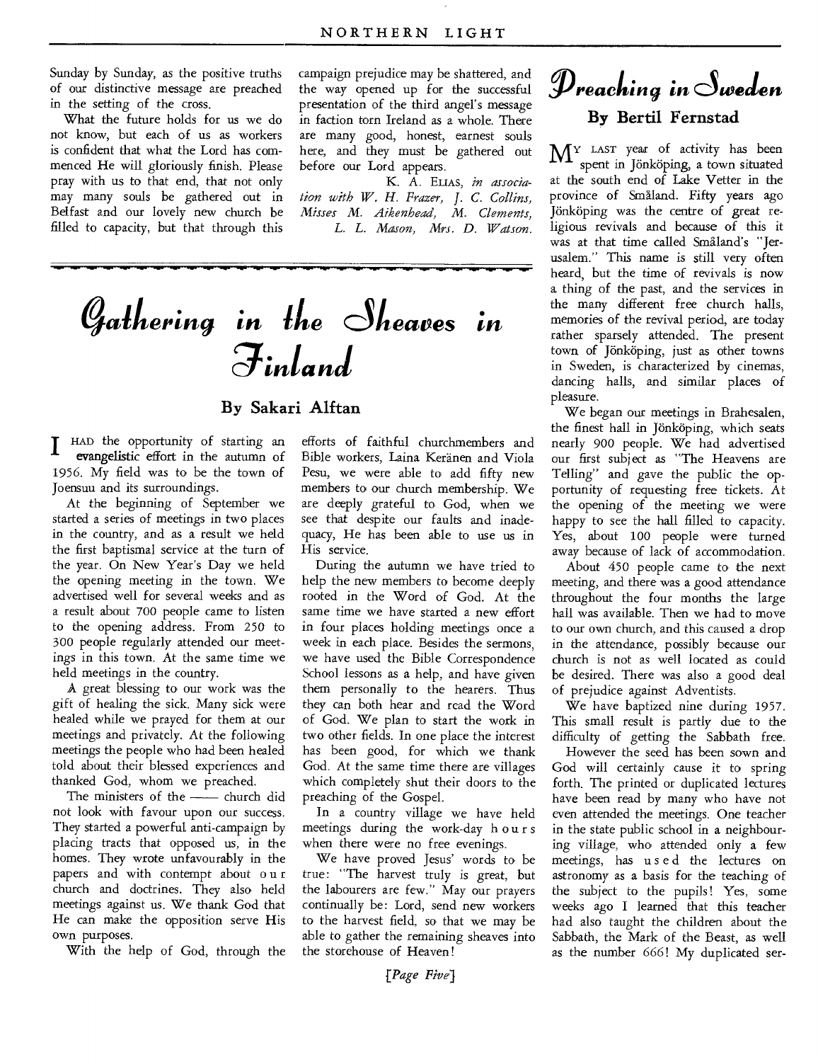Sunday by Sunday, as the positive truths of our distinctive message are preached in the setting of the cross.

What the future holds for us we do not know, but each of us as workers is confident that what the Lord has commenced He will gloriously finish. Please pray with us to that end, that not only may many souls be gathered out in Belfast and our lovely new church be filled to capacity, but that through this campaign prejudice may be shattered, and the way opened up for the successful presentation of the third angel's message in faction torn Ireland as a whole. There are many good, honest, earnest souls here, and they must be gathered out before our Lord appears.

K. A. ELIAS, *in association with W. H. Frazer, J. C. Collins, Misses M. Aikenhead, M. Clements, L. L. Mason, Mrs. D. Watson.*

# Gathering in the Sheaves in Finland

## By Sakari Alftan

I HAD the opportunity of starting an evangelistic effort in the autumn of 1956. My field was to be the town of Joensuu and its surroundings.

At the beginning of September we started a series of meetings in two places in the country, and as a result we held the first baptismal service at the turn of the year. On New Year's Day we held the opening meeting in the town. We advertised well for several weeks and as a result about 700 people came to listen to the opening address. From 250 to 300 people regularly attended our meetings in this town. At the same time we held meetings in the country.

A great blessing to our work was the gift of healing the sick. Many sick were healed while we prayed for them at our meetings and privately. At the following meetings the people who had been healed told about their blessed experiences and thanked God, whom we preached.

The ministers of the —— church did not look with favour upon our success. They started a powerful anti-campaign by placing tracts that opposed us, in the homes. They wrote unfavourably in the papers and with contempt about our church and doctrines. They also held meetings against us. We thank God that He can make the opposition serve His own purposes.

With the help of God, through the efforts of faithful churchmembers and Bible workers, Laina Keränen and Viola Pesu, we were able to add fifty new members to our church membership. We are deeply grateful to God, when we see that despite our faults and inadequacy, He has been able to use us in His service.

During the autumn we have tried to help the new members to become deeply rooted in the Word of God. At the same time we have started a new effort in four places holding meetings once a week in each place. Besides the sermons, we have used the Bible Correspondence School lessons as a help, and have given them personally to the hearers. Thus they can both hear and read the Word of God. We plan to start the work in two other fields. In one place the interest has been good, for which we thank God. At the same time there are villages which completely shut their doors to the preaching of the Gospel.

In a country village we have held meetings during the work-day hours when there were no free evenings.

We have proved Jesus' words to be true: "The harvest truly is great, but the labourers are few." May our prayers continually be: Lord, send new workers to the harvest field, so that we may be able to gather the remaining sheaves into the storehouse of Heaven!

# Preaching in Sweden

## By Bertil Fernstad

MY LAST year of activity has been spent in Jönköping, a town situated at the south end of Lake Vetter in the province of Småland. Fifty years ago Jönköping was the centre of great religious revivals and because of this it was at that time called Småland's "Jerusalem." This name is still very often heard, but the time of revivals is now a thing of the past, and the services in the many different free church halls, memories of the revival period, are today rather sparsely attended. The present town of Jönköping, just as other towns in Sweden, is characterized by cinemas, dancing halls, and similar places of pleasure.

We began our meetings in Brahesalen, the finest hall in Jönköping, which seats nearly 900 people. We had advertised our first subject as "The Heavens are Telling" and gave the public the opportunity of requesting free tickets. At the opening of the meeting we were happy to see the hall filled to capacity. Yes, about 100 people were turned away because of lack of accommodation.

About 450 people came to the next meeting, and there was a good attendance throughout the four months the large hall was available. Then we had to move to our own church, and this caused a drop in the attendance, possibly because our church is not as well located as could be desired. There was also a good deal of prejudice against Adventists.

We have baptized nine during 1957. This small result is partly due to the difficulty of getting the Sabbath free.

However the seed has been sown and God will certainly cause it to spring forth. The printed or duplicated lectures have been read by many who have not even attended the meetings. One teacher in the state public school in a neighbouring village, who attended only a few meetings, has used the lectures on astronomy as a basis for the teaching of the subject to the pupils! Yes, some weeks ago I learned that this teacher had also taught the children about the Sabbath, the Mark of the Beast, as well as the number 666! My duplicated ser-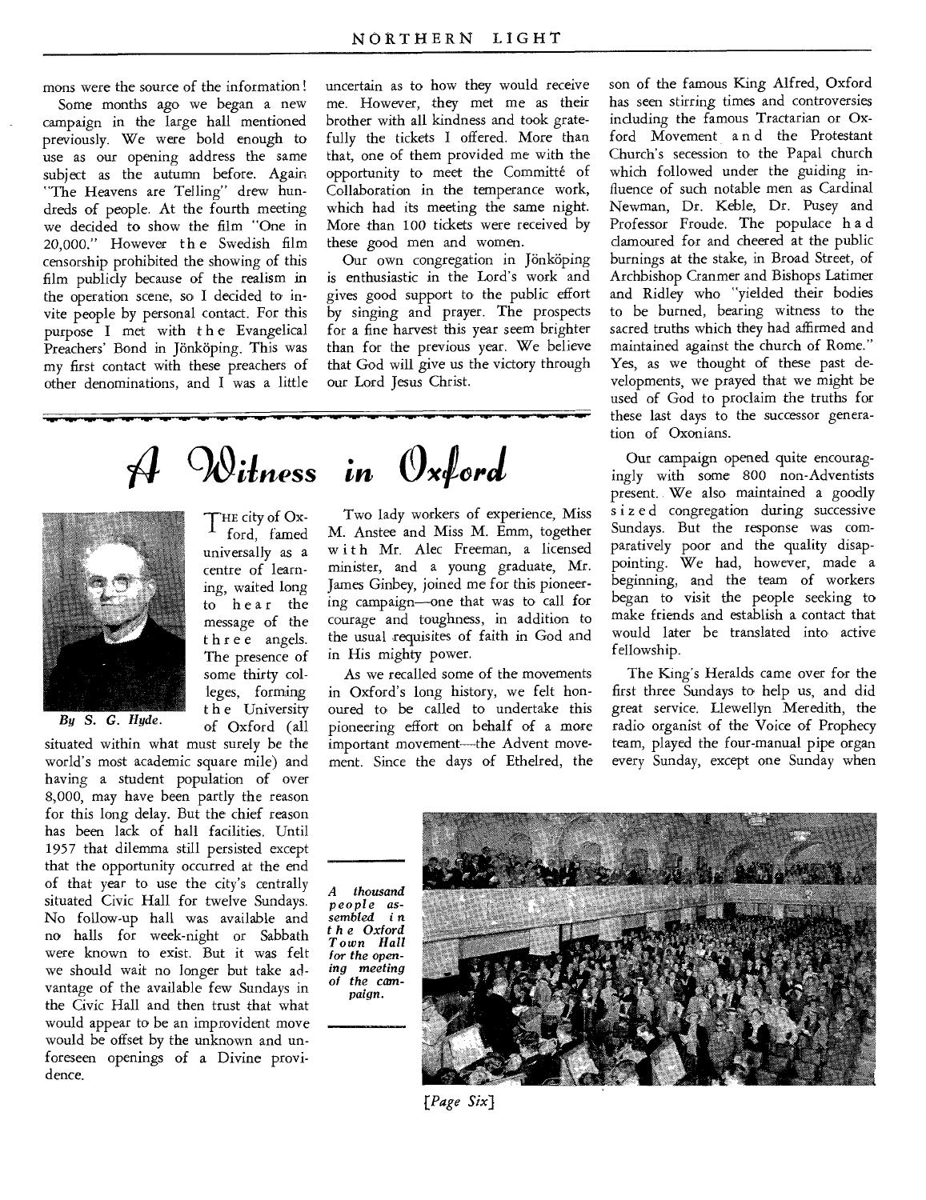mons were the source of the information!

Some months ago we began a new campaign in the large hall mentioned previously. We were bold enough to use as our opening address the same subject as the autumn before. Again "The Heavens are Telling" drew hundreds of people. At the fourth meeting we decided to show the film "One in 20,000." However the Swedish film censorship prohibited the showing of this film publicly because of the realism in the operation scene, so I decided to invite people by personal contact. For this purpose I met with the Evangelical Preachers' Bond in Jönköping. This was my first contact with these preachers of other denominations, and I was a little uncertain as to how they would receive me. However, they met me as their brother with all kindness and took gratefully the tickets I offered. More than that, one of them provided me with the opportunity to meet the Committé of Collaboration in the temperance work, which had its meeting the same night. More than 100 tickets were received by these good men and women.

Our own congregation in Jönköping is enthusiastic in the Lord's work and gives good support to the public effort by singing and prayer. The prospects for a fine harvest this year seem brighter than for the previous year. We believe that God will give us the victory through our Lord Jesus Christ.

# A Witness in Oxford

*By S. G. Hyde.*

THE city of Oxford, famed universally as a centre of learning, waited long to hear the message of the three angels. The presence of some thirty colleges, forming the University of Oxford (all situated within what must surely be the world's most academic square mile) and having a student population of over 8,000, may have been partly the reason for this long delay. But the chief reason has been lack of hall facilities. Until 1957 that dilemma still persisted except that the opportunity occurred at the end of that year to use the city's centrally situated Civic Hall for twelve Sundays. No follow-up hall was available and no halls for week-night or Sabbath were known to exist. But it was felt we should wait no longer but take advantage of the available few Sundays in the Civic Hall and then trust that what would appear to be an improvident move would be offset by the unknown and unforeseen openings of a Divine providence.

Two lady workers of experience, Miss M. Anstee and Miss M. Emm, together with Mr. Alec Freeman, a licensed minister, and a young graduate, Mr. James Ginbey, joined me for this pioneering campaign—one that was to call for courage and toughness, in addition to the usual requisites of faith in God and in His mighty power.

As we recalled some of the movements in Oxford's long history, we felt honoured to be called to undertake this pioneering effort on behalf of a more important movement—the Advent movement. Since the days of Ethelred, the son of the famous King Alfred, Oxford has seen stirring times and controversies including the famous Tractarian or Oxford Movement and the Protestant Church's secession to the Papal church which followed under the guiding influence of such notable men as Cardinal Newman, Dr. Keble, Dr. Pusey and Professor Froude. The populace had clamoured for and cheered at the public burnings at the stake, in Broad Street, of Archbishop Cranmer and Bishops Latimer and Ridley who "yielded their bodies to be burned, bearing witness to the sacred truths which they had affirmed and maintained against the church of Rome." Yes, as we thought of these past developments, we prayed that we might be used of God to proclaim the truths for these last days to the successor generation of Oxonians.

Our campaign opened quite encouragingly with some 800 non-Adventists present. We also maintained a goodly sized congregation during successive Sundays. But the response was comparatively poor and the quality disappointing. We had, however, made a beginning, and the team of workers began to visit the people seeking to make friends and establish a contact that would later be translated into active fellowship.

The King's Heralds came over for the first three Sundays to help us, and did great service. Llewellyn Meredith, the radio organist of the Voice of Prophecy team, played the four-manual pipe organ every Sunday, except one Sunday when

*A thousand people assembled in the Oxford Town Hall for the opening meeting of the campaign.*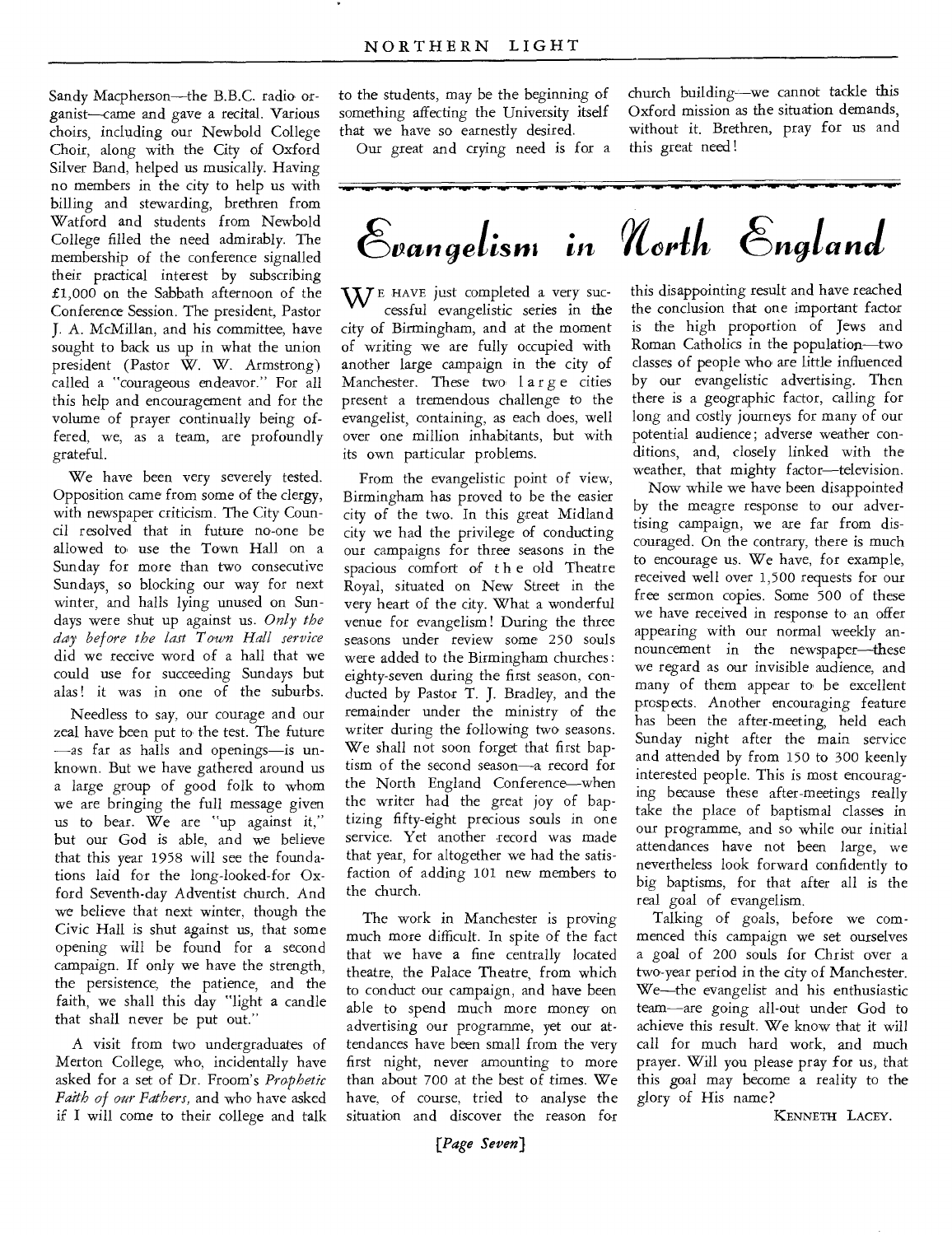Sandy Macpherson—the B.B.C. radio organist—came and gave a recital. Various choirs, including our Newbold College Choir, along with the City of Oxford Silver Band, helped us musically. Having no members in the city to help us with billing and stewarding, brethren from Watford and students from Newbold College filled the need admirably. The membership of the conference signalled their practical interest by subscribing £1,000 on the Sabbath afternoon of the Conference Session. The president, Pastor J. A. McMillan, and his committee, have sought to back us up in what the union president (Pastor W. W. Armstrong) called a "courageous endeavor." For all this help and encouragement and for the volume of prayer continually being offered, we, as a team, are profoundly grateful.

We have been very severely tested. Opposition came from some of the clergy, with newspaper criticism. The City Council resolved that in future no-one be allowed to use the Town Hall on a Sunday for more than two consecutive Sundays, so blocking our way for next winter, and halls lying unused on Sundays were shut up against us. *Only the day before the last Town Hall service* did we receive word of a hall that we could use for succeeding Sundays but alas! it was in one of the suburbs.

Needless to say, our courage and our zeal have been put to the test. The future —as far as halls and openings—is unknown. But we have gathered around us a large group of good folk to whom we are bringing the full message given us to bear. We are "up against it," but our God is able, and we believe that this year 1958 will see the foundations laid for the long-looked-for Oxford Seventh-day Adventist church. And we believe that next winter, though the Civic Hall is shut against us, that some opening will be found for a second campaign. If only we have the strength, the persistence, the patience, and the faith, we shall this day "light a candle that shall never be put out."

A visit from two undergraduates of Merton College, who, incidentally have asked for a set of Dr. Froom's *Prophetic Faith of our Fathers,* and who have asked if I will come to their college and talk to the students, may be the beginning of something affecting the University itself that we have so earnestly desired.

Our great and crying need is for a church building—we cannot tackle this Oxford mission as the situation demands, without it. Brethren, pray for us and this great need!

# Evangelism in North England

We have just completed a very successful evangelistic series in the city of Birmingham, and at the moment of writing we are fully occupied with another large campaign in the city of Manchester. These two large cities present a tremendous challenge to the evangelist, containing, as each does, well over one million inhabitants, but with its own particular problems.

From the evangelistic point of view, Birmingham has proved to be the easier city of the two. In this great Midland city we had the privilege of conducting our campaigns for three seasons in the spacious comfort of the old Theatre Royal, situated on New Street in the very heart of the city. What a wonderful venue for evangelism! During the three seasons under review some 250 souls were added to the Birmingham churches: eighty-seven during the first season, conducted by Pastor T. J. Bradley, and the remainder under the ministry of the writer during the following two seasons. We shall not soon forget that first baptism of the second season—a record for the North England Conference—when the writer had the great joy of baptizing fifty-eight precious souls in one service. Yet another record was made that year, for altogether we had the satisfaction of adding 101 new members to the church.

The work in Manchester is proving much more difficult. In spite of the fact that we have a fine centrally located theatre, the Palace Theatre, from which to conduct our campaign, and have been able to spend much more money on advertising our programme, yet our attendances have been small from the very first night, never amounting to more than about 700 at the best of times. We have, of course, tried to analyse the situation and discover the reason for this disappointing result and have reached the conclusion that one important factor is the high proportion of Jews and Roman Catholics in the population—two classes of people who are little influenced by our evangelistic advertising. Then there is a geographic factor, calling for long and costly journeys for many of our potential audience; adverse weather conditions, and, closely linked with the weather, that mighty factor—television.

Now while we have been disappointed by the meagre response to our advertising campaign, we are far from discouraged. On the contrary, there is much to encourage us. We have, for example, received well over 1,500 requests for our free sermon copies. Some 500 of these we have received in response to an offer appearing with our normal weekly announcement in the newspaper—these we regard as our invisible audience, and many of them appear to be excellent prospects. Another encouraging feature has been the after-meeting, held each Sunday night after the main service and attended by from 150 to 300 keenly interested people. This is most encouraging because these after-meetings really take the place of baptismal classes in our programme, and so while our initial attendances have not been large, we nevertheless look forward confidently to big baptisms, for that after all is the real goal of evangelism.

Talking of goals, before we commenced this campaign we set ourselves a goal of 200 souls for Christ over a two-year period in the city of Manchester. We—the evangelist and his enthusiastic team—are going all-out under God to achieve this result. We know that it will call for much hard work, and much prayer. Will you please pray for us, that this goal may become a reality to the glory of His name?

KENNETH LACEY.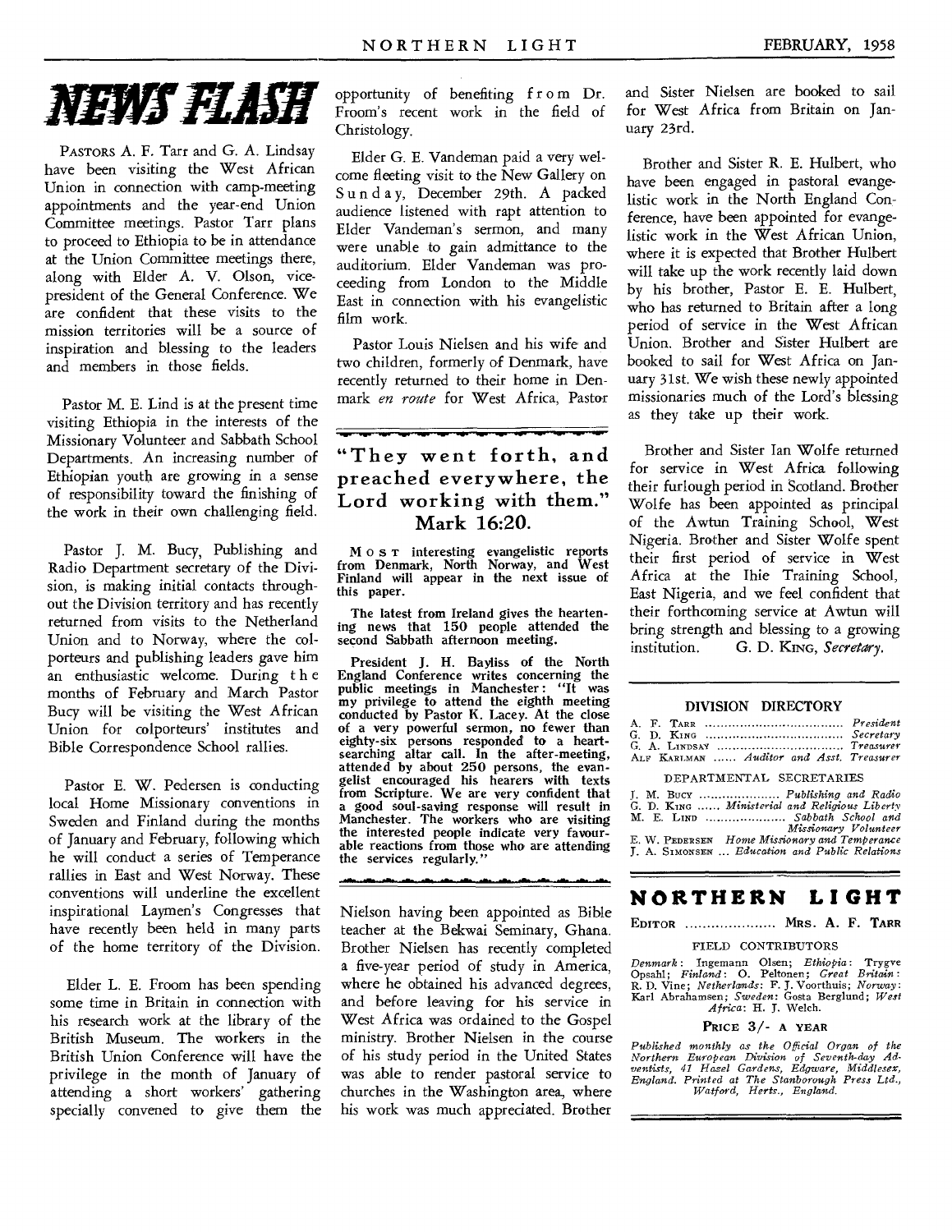# NEWS FLASH

PASTORS A. F. Tarr and G. A. Lindsay have been visiting the West African Union in connection with camp-meeting appointments and the year-end Union Committee meetings. Pastor Tarr plans to proceed to Ethiopia to be in attendance at the Union Committee meetings there, along with Elder A. V. Olson, vice-president of the General Conference. We are confident that these visits to the mission territories will be a source of inspiration and blessing to the leaders and members in those fields.

Pastor M. E. Lind is at the present time visiting Ethiopia in the interests of the Missionary Volunteer and Sabbath School Departments. An increasing number of Ethiopian youth are growing in a sense of responsibility toward the finishing of the work in their own challenging field.

Pastor J. M. Bucy, Publishing and Radio Department secretary of the Division, is making initial contacts throughout the Division territory and has recently returned from visits to the Netherland Union and to Norway, where the colporteurs and publishing leaders gave him an enthusiastic welcome. During the months of February and March Pastor Bucy will be visiting the West African Union for colporteurs' institutes and Bible Correspondence School rallies.

Pastor E. W. Pedersen is conducting local Home Missionary conventions in Sweden and Finland during the months of January and February, following which he will conduct a series of Temperance rallies in East and West Norway. These conventions will underline the excellent inspirational Laymen's Congresses that have recently been held in many parts of the home territory of the Division.

Elder L. E. Froom has been spending some time in Britain in connection with his research work at the library of the British Museum. The workers in the British Union Conference will have the privilege in the month of January of attending a short workers' gathering specially convened to give them the opportunity of benefiting from Dr. Froom's recent work in the field of Christology.

Elder G. E. Vandeman paid a very welcome fleeting visit to the New Gallery on Sunday, December 29th. A packed audience listened with rapt attention to Elder Vandeman's sermon, and many were unable to gain admittance to the auditorium. Elder Vandeman was proceeding from London to the Middle East in connection with his evangelistic film work.

Pastor Louis Nielsen and his wife and two children, formerly of Denmark, have recently returned to their home in Denmark *en route* for West Africa, Pastor Nielson having been appointed as Bible teacher at the Bekwai Seminary, Ghana. Brother Nielsen has recently completed a five-year period of study in America, where he obtained his advanced degrees, and before leaving for his service in West Africa was ordained to the Gospel ministry. Brother Nielsen in the course of his study period in the United States was able to render pastoral service to churches in the Washington area, where his work was much appreciated. Brother and Sister Nielsen are booked to sail for West Africa from Britain on January 23rd.

Brother and Sister R. E. Hulbert, who have been engaged in pastoral evangelistic work in the North England Conference, have been appointed for evangelistic work in the West African Union, where it is expected that Brother Hulbert will take up the work recently laid down by his brother, Pastor E. E. Hulbert, who has returned to Britain after a long period of service in the West African Union. Brother and Sister Hulbert are booked to sail for West Africa on January 31st. We wish these newly appointed missionaries much of the Lord's blessing as they take up their work.

Brother and Sister Ian Wolfe returned for service in West Africa following their furlough period in Scotland. Brother Wolfe has been appointed as principal of the Awtun Training School, West Nigeria. Brother and Sister Wolfe spent their first period of service in West Africa at the Ihie Training School, East Nigeria, and we feel confident that their forthcoming service at Awtun will bring strength and blessing to a growing institution.

G. D. KING, *Secretary*.

## "They went forth, and preached everywhere, the Lord working with them." Mark 16:20.

**MOST interesting evangelistic reports from Denmark, North Norway, and West Finland will appear in the next issue of this paper.**

**The latest from Ireland gives the heartening news that 150 people attended the second Sabbath afternoon meeting.**

**President J. H. Bayliss of the North England Conference writes concerning the public meetings in Manchester: "It was my privilege to attend the eighth meeting conducted by Pastor K. Lacey. At the close of a very powerful sermon, no fewer than eighty-six persons responded to a heart-searching altar call. In the after-meeting, attended by about 250 persons, the evangelist encouraged his hearers with texts from Scripture. We are very confident that a good soul-saving response will result in Manchester. The workers who are visiting the interested people indicate very favourable reactions from those who are attending the services regularly."**

### DIVISION DIRECTORY

A. F. TARR .......... *President*
G. D. KING .......... *Secretary*
G. A. LINDSAY .......... *Treasurer*
ALF KARLMAN ...... *Auditor and Asst. Treasurer*

DEPARTMENTAL SECRETARIES

J. M. BUCY .......... *Publishing and Radio*
G. D. KING ...... *Ministerial and Religious Liberty*
M. E. LIND .......... *Sabbath School and Missionary Volunteer*
E. W. PEDERSEN *Home Missionary and Temperance*
J. A. SIMONSEN ... *Education and Public Relations*

## NORTHERN LIGHT

EDITOR .......... MRS. A. F. TARR

FIELD CONTRIBUTORS

*Denmark*: Ingemann Olsen; *Ethiopia*: Trygve Opsahl; *Finland*: O. Peltonen; *Great Britain*: R. D. Vine; *Netherlands*: F. J. Voorthuis; *Norway*: Karl Abrahamsen; *Sweden*: Gosta Berglund; *West Africa*: H. J. Welch.

PRICE 3/- A YEAR

*Published monthly as the Official Organ of the Northern European Division of Seventh-day Adventists, 41 Hazel Gardens, Edgware, Middlesex, England. Printed at The Stanborough Press Ltd., Watford, Herts., England.*